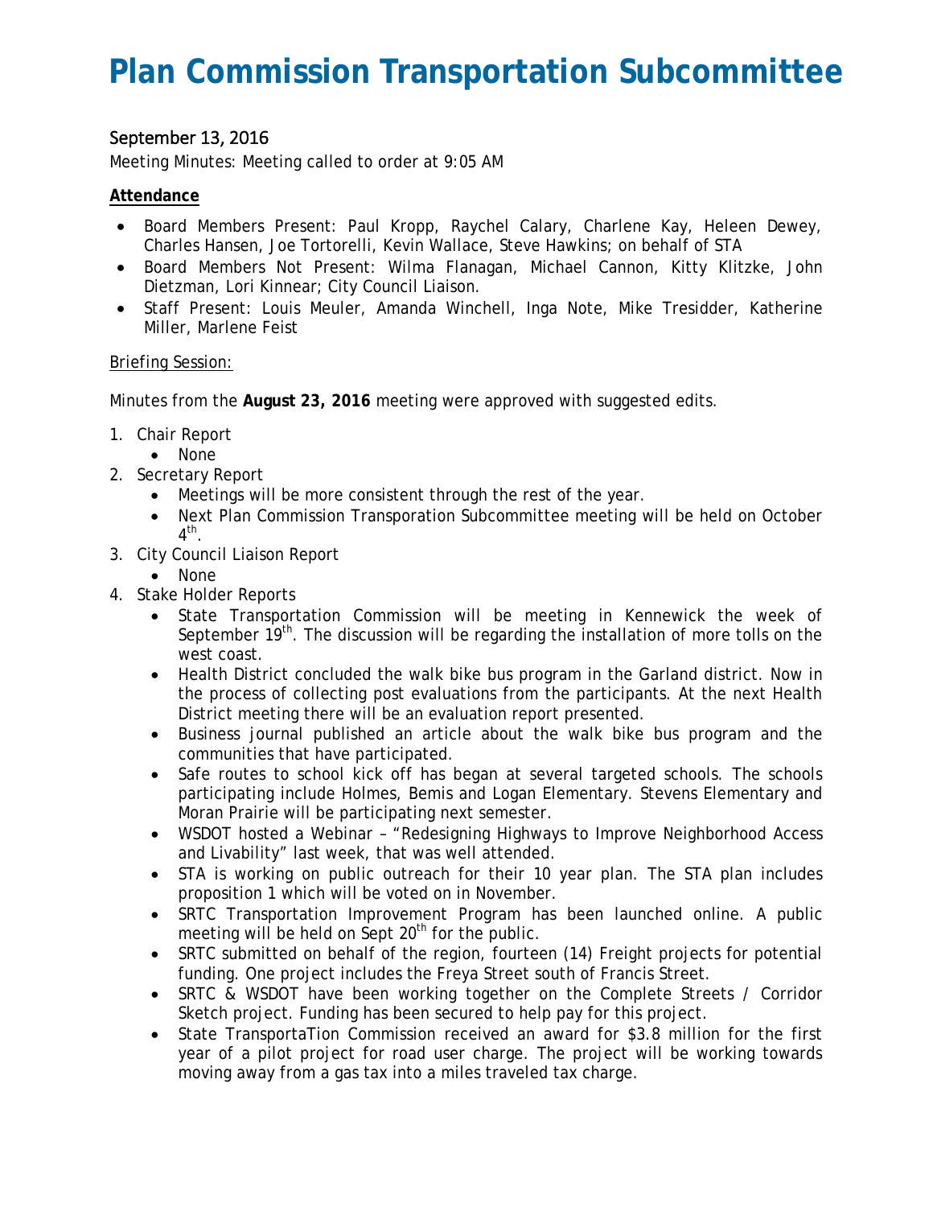# Plan Commission Transportation Subcommittee

## September 13, 2016

Meeting Minutes: Meeting called to order at 9:05 AM

**Attendance**

- Board Members Present: Paul Kropp, Raychel Calary, Charlene Kay, Heleen Dewey, Charles Hansen, Joe Tortorelli, Kevin Wallace, Steve Hawkins; on behalf of STA
- Board Members Not Present: Wilma Flanagan, Michael Cannon, Kitty Klitzke, John Dietzman, Lori Kinnear; City Council Liaison.
- Staff Present: Louis Meuler, Amanda Winchell, Inga Note, Mike Tresidder, Katherine Miller, Marlene Feist

Briefing Session:

Minutes from the **August 23, 2016** meeting were approved with suggested edits.

1. Chair Report
   - None
2. Secretary Report
   - Meetings will be more consistent through the rest of the year.
   - Next Plan Commission Transporation Subcommittee meeting will be held on October 4th.
3. City Council Liaison Report
   - None
4. Stake Holder Reports
   - State Transportation Commission will be meeting in Kennewick the week of September 19th. The discussion will be regarding the installation of more tolls on the west coast.
   - Health District concluded the walk bike bus program in the Garland district. Now in the process of collecting post evaluations from the participants. At the next Health District meeting there will be an evaluation report presented.
   - Business journal published an article about the walk bike bus program and the communities that have participated.
   - Safe routes to school kick off has began at several targeted schools. The schools participating include Holmes, Bemis and Logan Elementary. Stevens Elementary and Moran Prairie will be participating next semester.
   - WSDOT hosted a Webinar – "Redesigning Highways to Improve Neighborhood Access and Livability" last week, that was well attended.
   - STA is working on public outreach for their 10 year plan. The STA plan includes proposition 1 which will be voted on in November.
   - SRTC Transportation Improvement Program has been launched online. A public meeting will be held on Sept 20th for the public.
   - SRTC submitted on behalf of the region, fourteen (14) Freight projects for potential funding. One project includes the Freya Street south of Francis Street.
   - SRTC & WSDOT have been working together on the Complete Streets / Corridor Sketch project. Funding has been secured to help pay for this project.
   - State TransportaTion Commission received an award for $3.8 million for the first year of a pilot project for road user charge. The project will be working towards moving away from a gas tax into a miles traveled tax charge.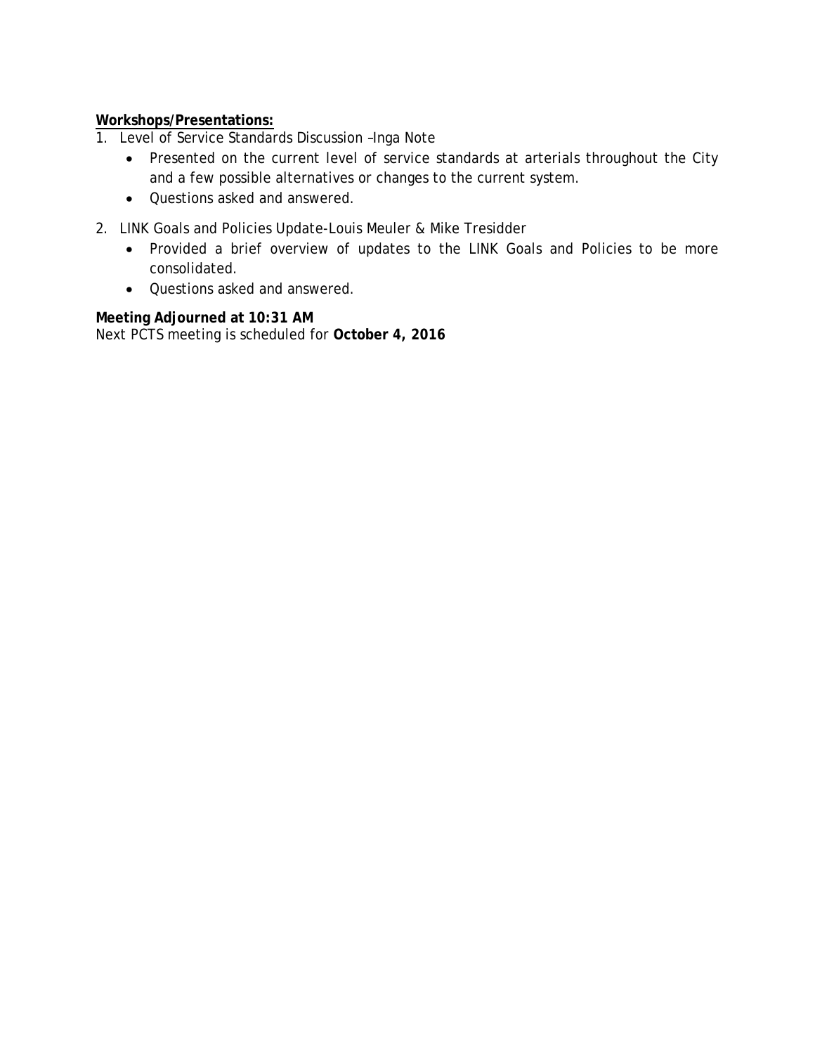**Workshops/Presentations:**

1. Level of Service Standards Discussion –Inga Note
   - Presented on the current level of service standards at arterials throughout the City and a few possible alternatives or changes to the current system.
   - Questions asked and answered.
2. LINK Goals and Policies Update-Louis Meuler & Mike Tresidder
   - Provided a brief overview of updates to the LINK Goals and Policies to be more consolidated.
   - Questions asked and answered.

**Meeting Adjourned at 10:31 AM**

Next PCTS meeting is scheduled for **October 4, 2016**